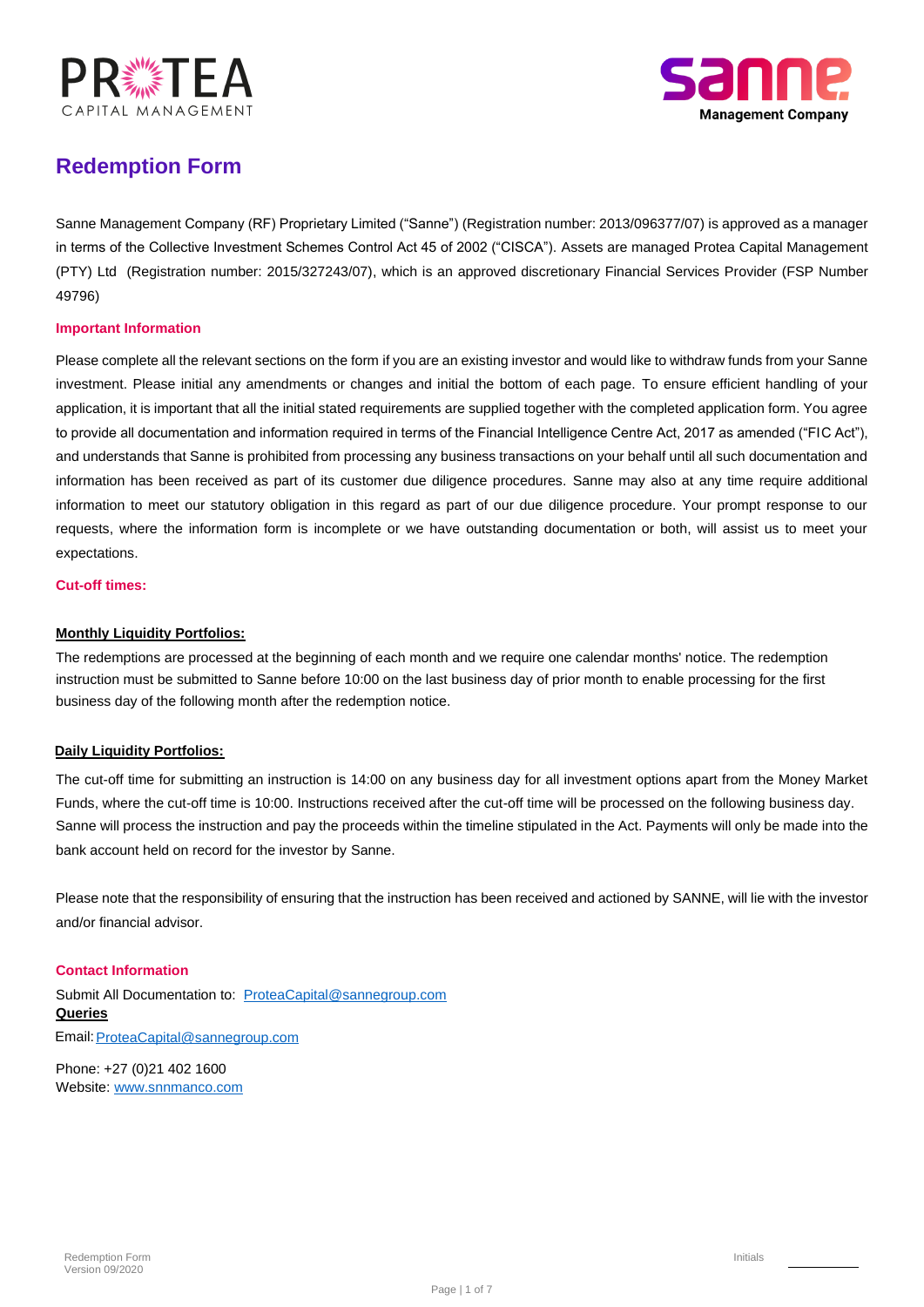PROTEA CAPITAL MANAGEMENT

sanne Management Company

# Redemption Form

Sanne Management Company (RF) Proprietary Limited ("Sanne") (Registration number: 2013/096377/07) is approved as a manager in terms of the Collective Investment Schemes Control Act 45 of 2002 ("CISCA"). Assets are managed Protea Capital Management (PTY) Ltd (Registration number: 2015/327243/07), which is an approved discretionary Financial Services Provider (FSP Number 49796)

## Important Information

Please complete all the relevant sections on the form if you are an existing investor and would like to withdraw funds from your Sanne investment. Please initial any amendments or changes and initial the bottom of each page. To ensure efficient handling of your application, it is important that all the initial stated requirements are supplied together with the completed application form. You agree to provide all documentation and information required in terms of the Financial Intelligence Centre Act, 2017 as amended ("FIC Act"), and understands that Sanne is prohibited from processing any business transactions on your behalf until all such documentation and information has been received as part of its customer due diligence procedures. Sanne may also at any time require additional information to meet our statutory obligation in this regard as part of our due diligence procedure. Your prompt response to our requests, where the information form is incomplete or we have outstanding documentation or both, will assist us to meet your expectations.

## Cut-off times:

**Monthly Liquidity Portfolios:**

The redemptions are processed at the beginning of each month and we require one calendar months' notice. The redemption instruction must be submitted to Sanne before 10:00 on the last business day of prior month to enable processing for the first business day of the following month after the redemption notice.

**Daily Liquidity Portfolios:**

The cut-off time for submitting an instruction is 14:00 on any business day for all investment options apart from the Money Market Funds, where the cut-off time is 10:00. Instructions received after the cut-off time will be processed on the following business day. Sanne will process the instruction and pay the proceeds within the timeline stipulated in the Act. Payments will only be made into the bank account held on record for the investor by Sanne.

Please note that the responsibility of ensuring that the instruction has been received and actioned by SANNE, will lie with the investor and/or financial advisor.

## Contact Information

Submit All Documentation to: ProteaCapital@sannegroup.com

**Queries**

Email: ProteaCapital@sannegroup.com

Phone: +27 (0)21 402 1600
Website: www.snnmanco.com

Redemption Form
Version 09/2020

Initials ________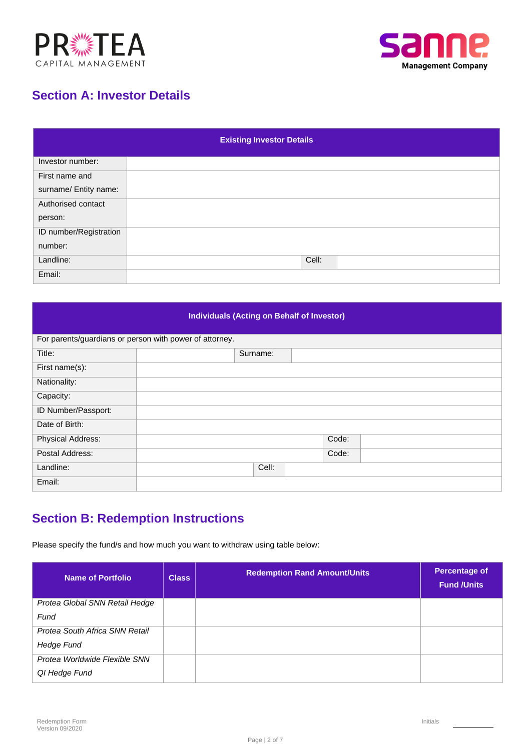## Section A: Investor Details

| Existing Investor Details | | | |
|---|---|---|---|
| Investor number: | | | |
| First name and surname/ Entity name: | | | |
| Authorised contact person: | | | |
| ID number/Registration number: | | | |
| Landline: | | Cell: | |
| Email: | | | |

| Individuals (Acting on Behalf of Investor) | | | |
|---|---|---|---|
| For parents/guardians or person with power of attorney. | | | |
| Title: | | Surname: | |
| First name(s): | | | |
| Nationality: | | | |
| Capacity: | | | |
| ID Number/Passport: | | | |
| Date of Birth: | | | |
| Physical Address: | | Code: | |
| Postal Address: | | Code: | |
| Landline: | | Cell: | |
| Email: | | | |

## Section B: Redemption Instructions

Please specify the fund/s and how much you want to withdraw using table below:

| Name of Portfolio | Class | Redemption Rand Amount/Units | Percentage of Fund /Units |
|---|---|---|---|
| *Protea Global SNN Retail Hedge Fund* | | | |
| *Protea South Africa SNN Retail Hedge Fund* | | | |
| *Protea Worldwide Flexible SNN QI Hedge Fund* | | | |

Redemption Form
Version 09/2020

Initials ________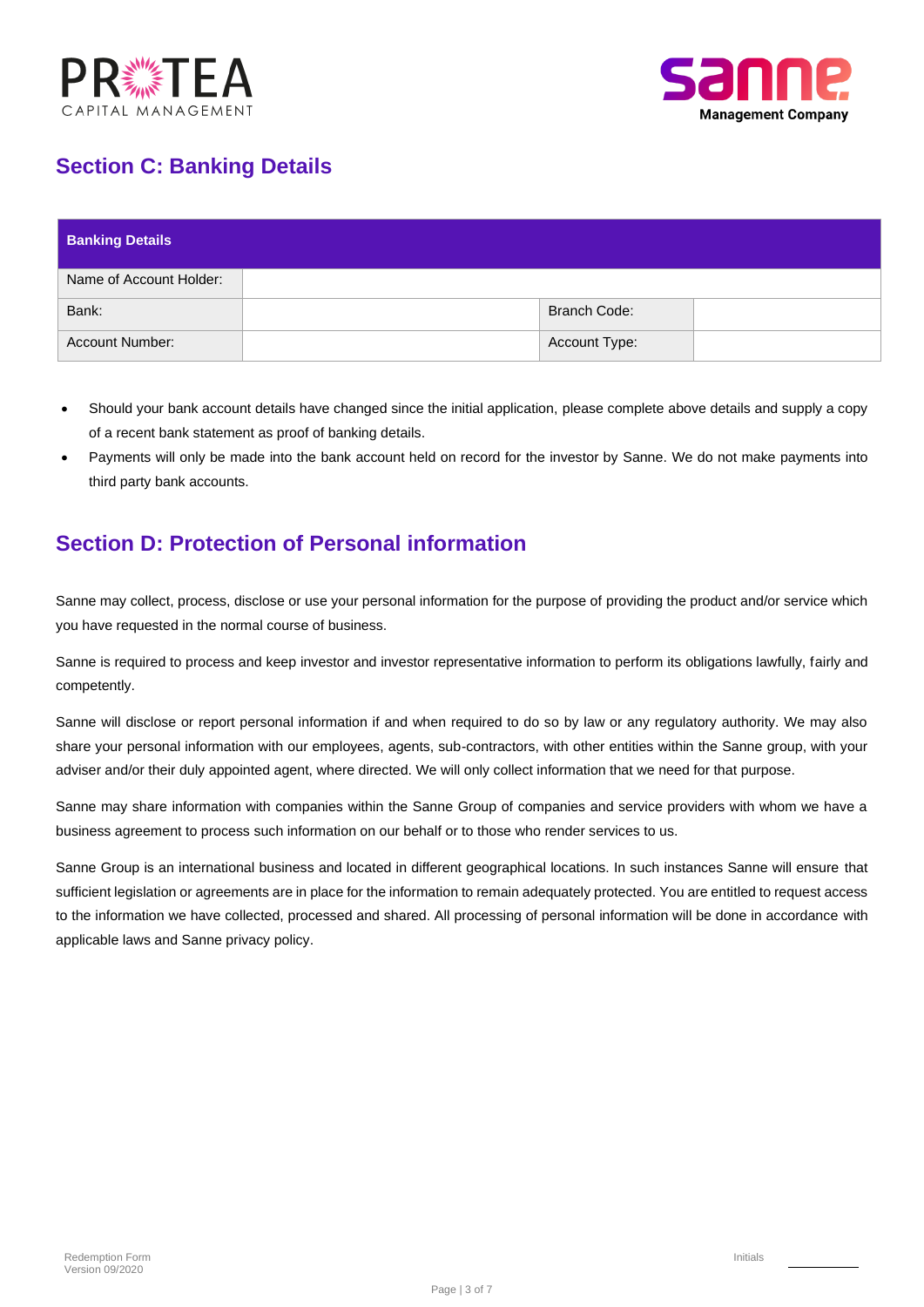## Section C: Banking Details

| Banking Details | | | |
|---|---|---|---|
| Name of Account Holder: | | | |
| Bank: | | Branch Code: | |
| Account Number: | | Account Type: | |

- Should your bank account details have changed since the initial application, please complete above details and supply a copy of a recent bank statement as proof of banking details.
- Payments will only be made into the bank account held on record for the investor by Sanne. We do not make payments into third party bank accounts.

## Section D: Protection of Personal information

Sanne may collect, process, disclose or use your personal information for the purpose of providing the product and/or service which you have requested in the normal course of business.

Sanne is required to process and keep investor and investor representative information to perform its obligations lawfully, fairly and competently.

Sanne will disclose or report personal information if and when required to do so by law or any regulatory authority. We may also share your personal information with our employees, agents, sub-contractors, with other entities within the Sanne group, with your adviser and/or their duly appointed agent, where directed. We will only collect information that we need for that purpose.

Sanne may share information with companies within the Sanne Group of companies and service providers with whom we have a business agreement to process such information on our behalf or to those who render services to us.

Sanne Group is an international business and located in different geographical locations. In such instances Sanne will ensure that sufficient legislation or agreements are in place for the information to remain adequately protected. You are entitled to request access to the information we have collected, processed and shared. All processing of personal information will be done in accordance with applicable laws and Sanne privacy policy.

Initials \_\_\_\_\_\_\_\_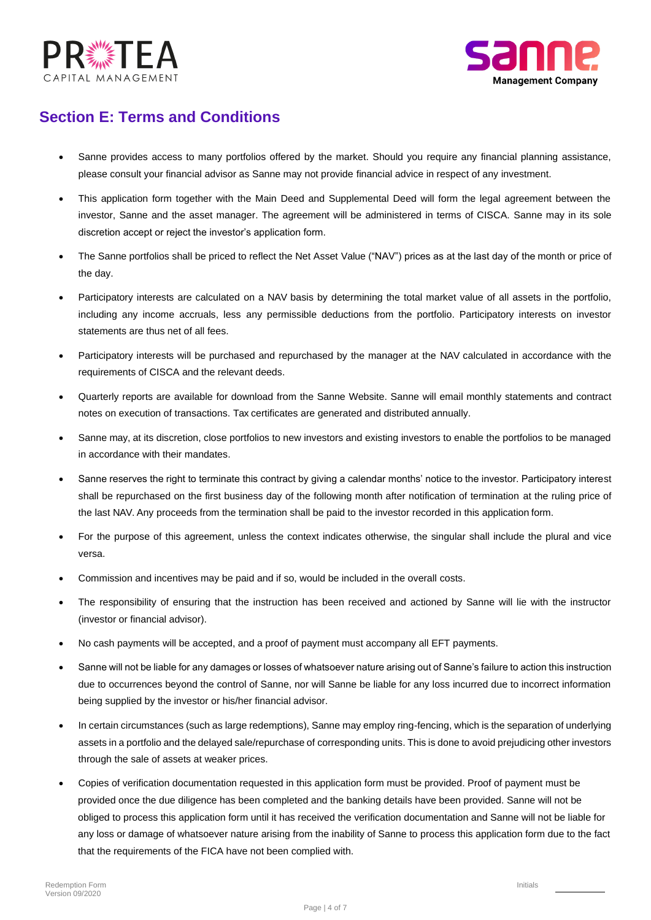## Section E: Terms and Conditions

- Sanne provides access to many portfolios offered by the market. Should you require any financial planning assistance, please consult your financial advisor as Sanne may not provide financial advice in respect of any investment.
- This application form together with the Main Deed and Supplemental Deed will form the legal agreement between the investor, Sanne and the asset manager. The agreement will be administered in terms of CISCA. Sanne may in its sole discretion accept or reject the investor's application form.
- The Sanne portfolios shall be priced to reflect the Net Asset Value ("NAV") prices as at the last day of the month or price of the day.
- Participatory interests are calculated on a NAV basis by determining the total market value of all assets in the portfolio, including any income accruals, less any permissible deductions from the portfolio. Participatory interests on investor statements are thus net of all fees.
- Participatory interests will be purchased and repurchased by the manager at the NAV calculated in accordance with the requirements of CISCA and the relevant deeds.
- Quarterly reports are available for download from the Sanne Website. Sanne will email monthly statements and contract notes on execution of transactions. Tax certificates are generated and distributed annually.
- Sanne may, at its discretion, close portfolios to new investors and existing investors to enable the portfolios to be managed in accordance with their mandates.
- Sanne reserves the right to terminate this contract by giving a calendar months' notice to the investor. Participatory interest shall be repurchased on the first business day of the following month after notification of termination at the ruling price of the last NAV. Any proceeds from the termination shall be paid to the investor recorded in this application form.
- For the purpose of this agreement, unless the context indicates otherwise, the singular shall include the plural and vice versa.
- Commission and incentives may be paid and if so, would be included in the overall costs.
- The responsibility of ensuring that the instruction has been received and actioned by Sanne will lie with the instructor (investor or financial advisor).
- No cash payments will be accepted, and a proof of payment must accompany all EFT payments.
- Sanne will not be liable for any damages or losses of whatsoever nature arising out of Sanne's failure to action this instruction due to occurrences beyond the control of Sanne, nor will Sanne be liable for any loss incurred due to incorrect information being supplied by the investor or his/her financial advisor.
- In certain circumstances (such as large redemptions), Sanne may employ ring-fencing, which is the separation of underlying assets in a portfolio and the delayed sale/repurchase of corresponding units. This is done to avoid prejudicing other investors through the sale of assets at weaker prices.
- Copies of verification documentation requested in this application form must be provided. Proof of payment must be provided once the due diligence has been completed and the banking details have been provided. Sanne will not be obliged to process this application form until it has received the verification documentation and Sanne will not be liable for any loss or damage of whatsoever nature arising from the inability of Sanne to process this application form due to the fact that the requirements of the FICA have not been complied with.

Initials ____________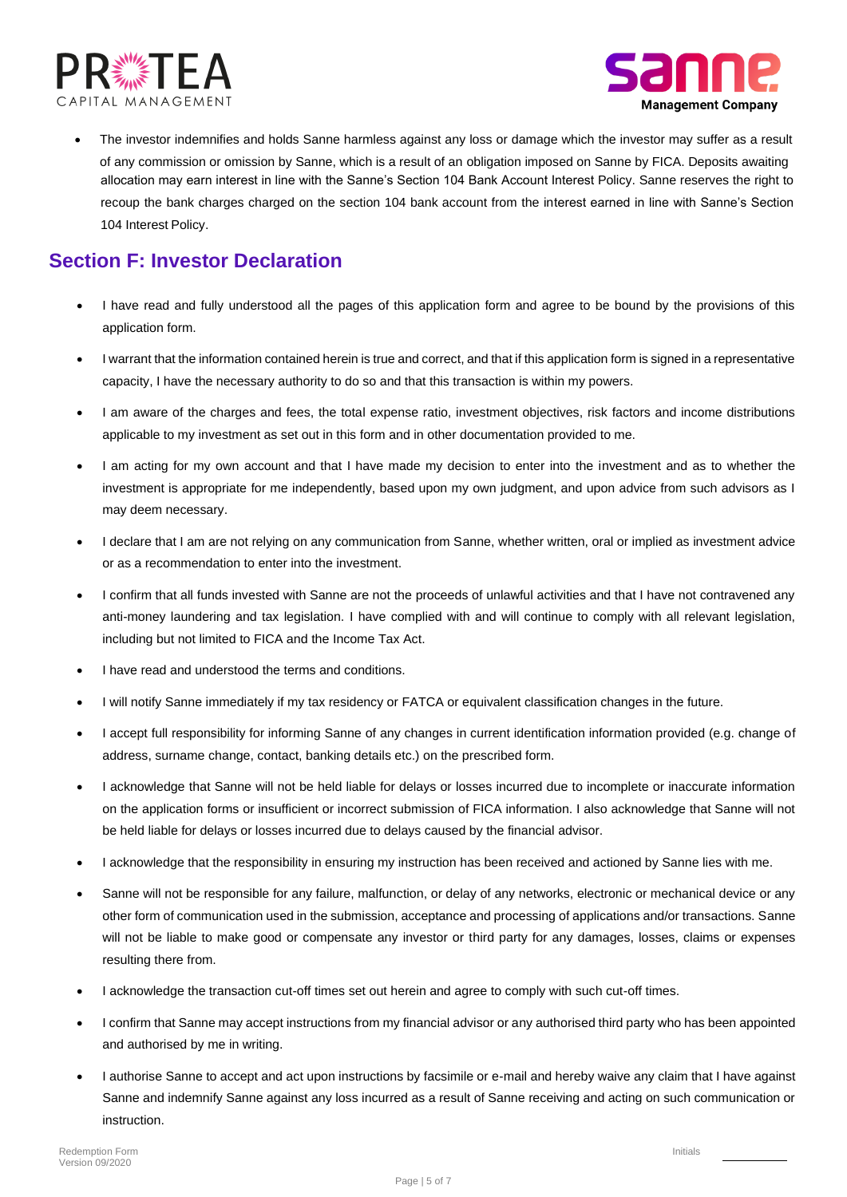- The investor indemnifies and holds Sanne harmless against any loss or damage which the investor may suffer as a result of any commission or omission by Sanne, which is a result of an obligation imposed on Sanne by FICA. Deposits awaiting allocation may earn interest in line with the Sanne's Section 104 Bank Account Interest Policy. Sanne reserves the right to recoup the bank charges charged on the section 104 bank account from the interest earned in line with Sanne's Section 104 Interest Policy.

## Section F: Investor Declaration

- I have read and fully understood all the pages of this application form and agree to be bound by the provisions of this application form.
- I warrant that the information contained herein is true and correct, and that if this application form is signed in a representative capacity, I have the necessary authority to do so and that this transaction is within my powers.
- I am aware of the charges and fees, the total expense ratio, investment objectives, risk factors and income distributions applicable to my investment as set out in this form and in other documentation provided to me.
- I am acting for my own account and that I have made my decision to enter into the investment and as to whether the investment is appropriate for me independently, based upon my own judgment, and upon advice from such advisors as I may deem necessary.
- I declare that I am are not relying on any communication from Sanne, whether written, oral or implied as investment advice or as a recommendation to enter into the investment.
- I confirm that all funds invested with Sanne are not the proceeds of unlawful activities and that I have not contravened any anti-money laundering and tax legislation. I have complied with and will continue to comply with all relevant legislation, including but not limited to FICA and the Income Tax Act.
- I have read and understood the terms and conditions.
- I will notify Sanne immediately if my tax residency or FATCA or equivalent classification changes in the future.
- I accept full responsibility for informing Sanne of any changes in current identification information provided (e.g. change of address, surname change, contact, banking details etc.) on the prescribed form.
- I acknowledge that Sanne will not be held liable for delays or losses incurred due to incomplete or inaccurate information on the application forms or insufficient or incorrect submission of FICA information. I also acknowledge that Sanne will not be held liable for delays or losses incurred due to delays caused by the financial advisor.
- I acknowledge that the responsibility in ensuring my instruction has been received and actioned by Sanne lies with me.
- Sanne will not be responsible for any failure, malfunction, or delay of any networks, electronic or mechanical device or any other form of communication used in the submission, acceptance and processing of applications and/or transactions. Sanne will not be liable to make good or compensate any investor or third party for any damages, losses, claims or expenses resulting there from.
- I acknowledge the transaction cut-off times set out herein and agree to comply with such cut-off times.
- I confirm that Sanne may accept instructions from my financial advisor or any authorised third party who has been appointed and authorised by me in writing.
- I authorise Sanne to accept and act upon instructions by facsimile or e-mail and hereby waive any claim that I have against Sanne and indemnify Sanne against any loss incurred as a result of Sanne receiving and acting on such communication or instruction.

Initials \_\_\_\_\_\_\_\_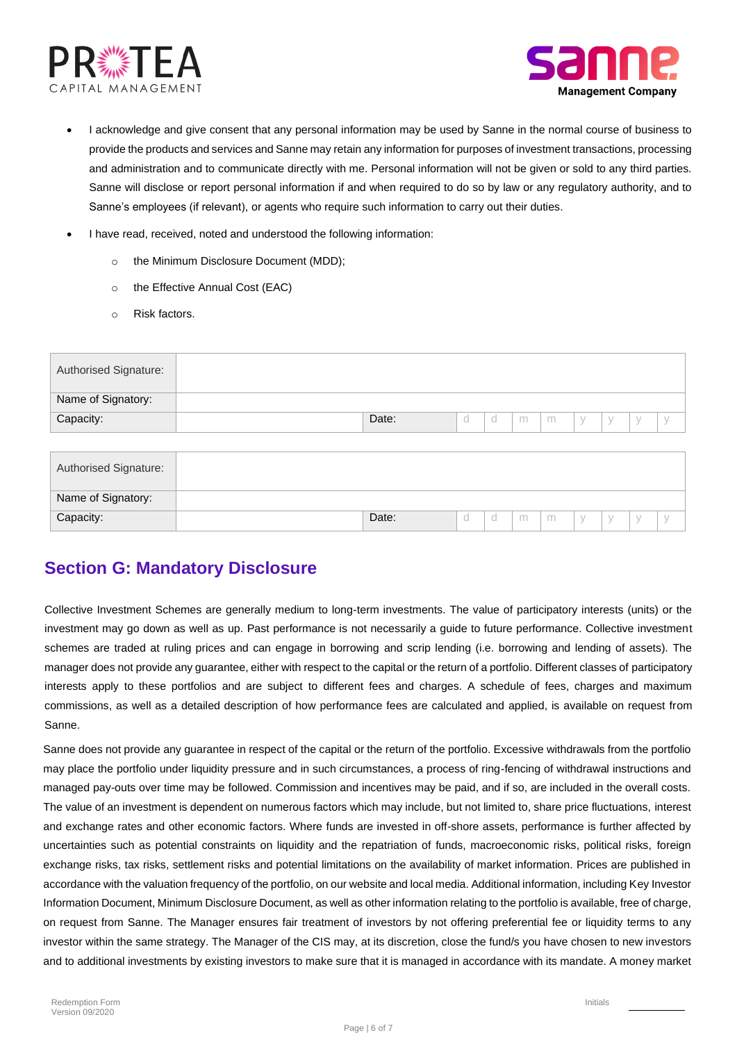- I acknowledge and give consent that any personal information may be used by Sanne in the normal course of business to provide the products and services and Sanne may retain any information for purposes of investment transactions, processing and administration and to communicate directly with me. Personal information will not be given or sold to any third parties. Sanne will disclose or report personal information if and when required to do so by law or any regulatory authority, and to Sanne's employees (if relevant), or agents who require such information to carry out their duties.
- I have read, received, noted and understood the following information:
    - the Minimum Disclosure Document (MDD);
    - the Effective Annual Cost (EAC)
    - Risk factors.

| Authorised Signature: | | | | | | | | | | |
|---|---|---|---|---|---|---|---|---|---|---|
| Name of Signatory: | | | | | | | | | | |
| Capacity: | | Date: | d | d | m | m | y | y | y | y |

| Authorised Signature: | | | | | | | | | | |
|---|---|---|---|---|---|---|---|---|---|---|
| Name of Signatory: | | | | | | | | | | |
| Capacity: | | Date: | d | d | m | m | y | y | y | y |

## Section G: Mandatory Disclosure

Collective Investment Schemes are generally medium to long-term investments. The value of participatory interests (units) or the investment may go down as well as up. Past performance is not necessarily a guide to future performance. Collective investment schemes are traded at ruling prices and can engage in borrowing and scrip lending (i.e. borrowing and lending of assets). The manager does not provide any guarantee, either with respect to the capital or the return of a portfolio. Different classes of participatory interests apply to these portfolios and are subject to different fees and charges. A schedule of fees, charges and maximum commissions, as well as a detailed description of how performance fees are calculated and applied, is available on request from Sanne.

Sanne does not provide any guarantee in respect of the capital or the return of the portfolio. Excessive withdrawals from the portfolio may place the portfolio under liquidity pressure and in such circumstances, a process of ring-fencing of withdrawal instructions and managed pay-outs over time may be followed. Commission and incentives may be paid, and if so, are included in the overall costs. The value of an investment is dependent on numerous factors which may include, but not limited to, share price fluctuations, interest and exchange rates and other economic factors. Where funds are invested in off-shore assets, performance is further affected by uncertainties such as potential constraints on liquidity and the repatriation of funds, macroeconomic risks, political risks, foreign exchange risks, tax risks, settlement risks and potential limitations on the availability of market information. Prices are published in accordance with the valuation frequency of the portfolio, on our website and local media. Additional information, including Key Investor Information Document, Minimum Disclosure Document, as well as other information relating to the portfolio is available, free of charge, on request from Sanne. The Manager ensures fair treatment of investors by not offering preferential fee or liquidity terms to any investor within the same strategy. The Manager of the CIS may, at its discretion, close the fund/s you have chosen to new investors and to additional investments by existing investors to make sure that it is managed in accordance with its mandate. A money market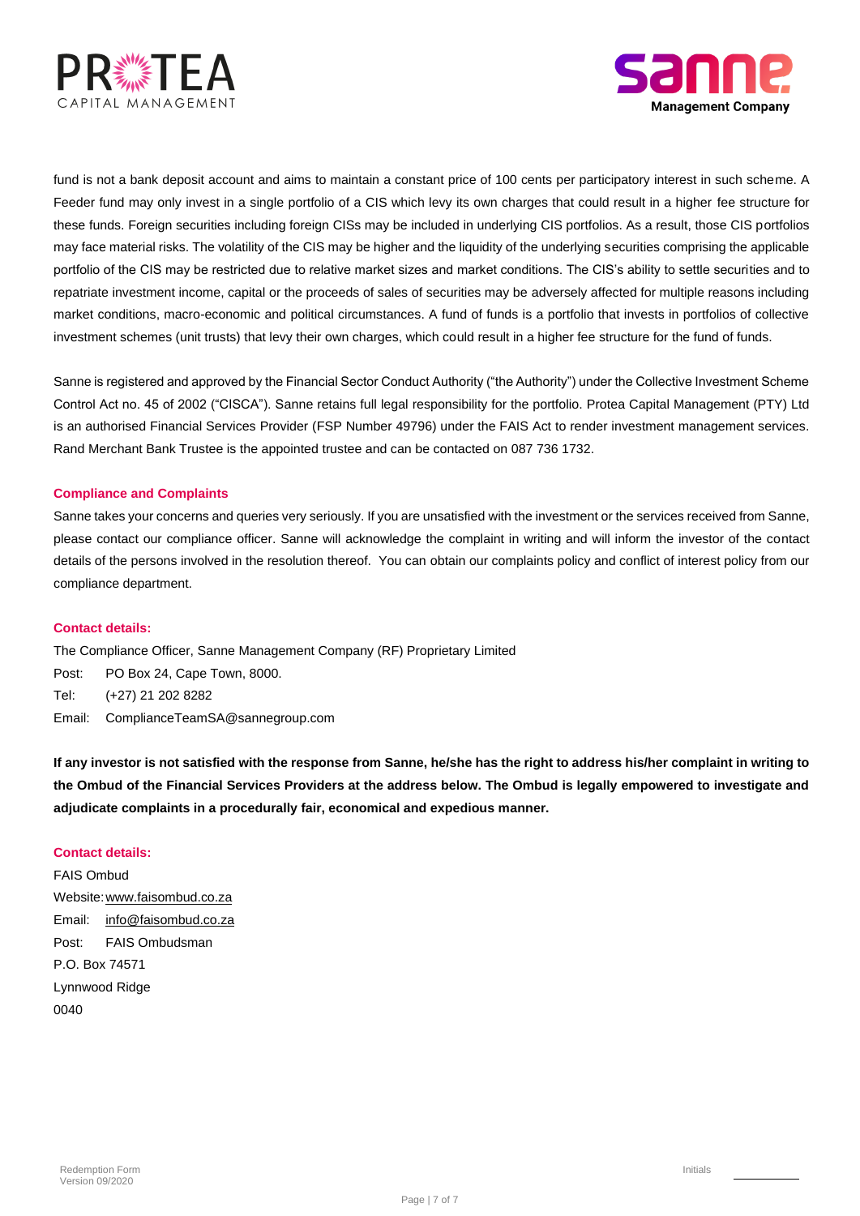fund is not a bank deposit account and aims to maintain a constant price of 100 cents per participatory interest in such scheme. A Feeder fund may only invest in a single portfolio of a CIS which levy its own charges that could result in a higher fee structure for these funds. Foreign securities including foreign CISs may be included in underlying CIS portfolios. As a result, those CIS portfolios may face material risks. The volatility of the CIS may be higher and the liquidity of the underlying securities comprising the applicable portfolio of the CIS may be restricted due to relative market sizes and market conditions. The CIS's ability to settle securities and to repatriate investment income, capital or the proceeds of sales of securities may be adversely affected for multiple reasons including market conditions, macro-economic and political circumstances. A fund of funds is a portfolio that invests in portfolios of collective investment schemes (unit trusts) that levy their own charges, which could result in a higher fee structure for the fund of funds.

Sanne is registered and approved by the Financial Sector Conduct Authority ("the Authority") under the Collective Investment Scheme Control Act no. 45 of 2002 ("CISCA"). Sanne retains full legal responsibility for the portfolio. Protea Capital Management (PTY) Ltd is an authorised Financial Services Provider (FSP Number 49796) under the FAIS Act to render investment management services. Rand Merchant Bank Trustee is the appointed trustee and can be contacted on 087 736 1732.

### Compliance and Complaints

Sanne takes your concerns and queries very seriously. If you are unsatisfied with the investment or the services received from Sanne, please contact our compliance officer. Sanne will acknowledge the complaint in writing and will inform the investor of the contact details of the persons involved in the resolution thereof. You can obtain our complaints policy and conflict of interest policy from our compliance department.

### Contact details:

The Compliance Officer, Sanne Management Company (RF) Proprietary Limited

Post: PO Box 24, Cape Town, 8000.

Tel: (+27) 21 202 8282

Email: ComplianceTeamSA@sannegroup.com

**If any investor is not satisfied with the response from Sanne, he/she has the right to address his/her complaint in writing to the Ombud of the Financial Services Providers at the address below. The Ombud is legally empowered to investigate and adjudicate complaints in a procedurally fair, economical and expedious manner.**

### Contact details:

FAIS Ombud

Website: www.faisombud.co.za

Email: info@faisombud.co.za

Post: FAIS Ombudsman

P.O. Box 74571

Lynnwood Ridge

0040

Redemption Form
Version 09/2020

Initials ________